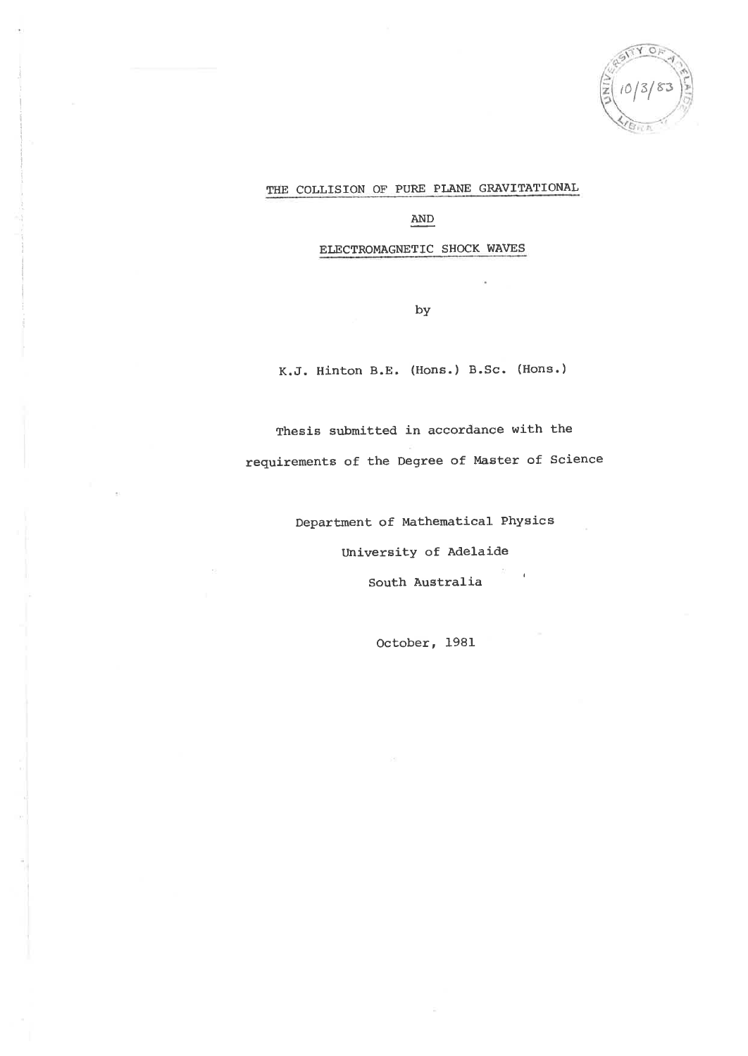# THE COLLISION OF PURE PLANE GRAVITATIONAL

# AND

# ELECTROMAGNETIC SHOCK WAVES

by

K.J. Hinton B.E. (Hons.) B.Sc. (Hons.)

Thesis submitted in accordance with the requirements of the Degree of Master of Science

Department of Mathematical Physics

University of Adelaide

South Australia

October, 1981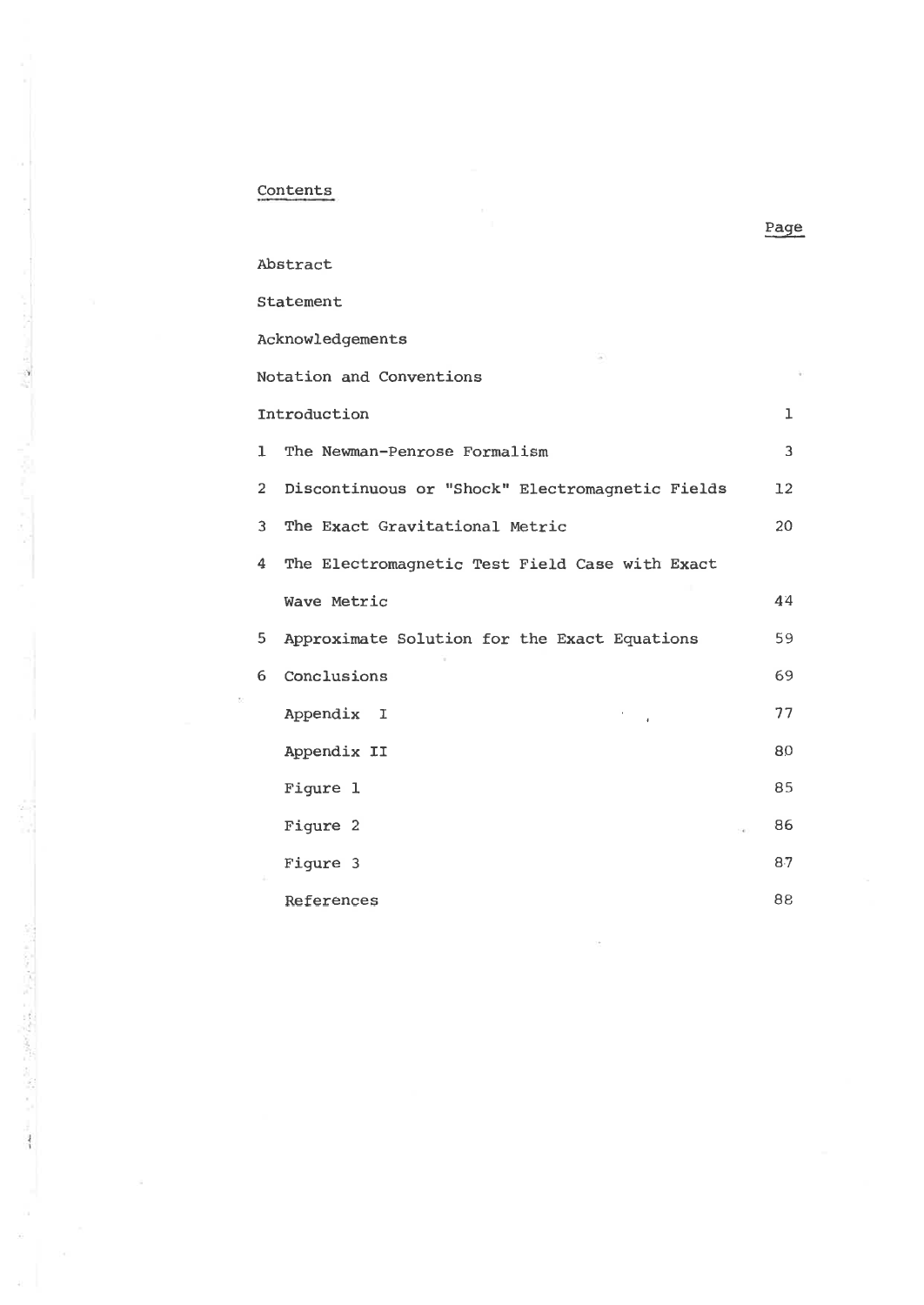## Contents

| | Page |
|---|---|
| Abstract | |
| Statement | |
| Acknowledgements | |
| Notation and Conventions | |
| Introduction | 1 |
| 1 The Newman-Penrose Formalism | 3 |
| 2 Discontinuous or "Shock" Electromagnetic Fields | 12 |
| 3 The Exact Gravitational Metric | 20 |
| 4 The Electromagnetic Test Field Case with Exact Wave Metric | 44 |
| 5 Approximate Solution for the Exact Equations | 59 |
| 6 Conclusions | 69 |
| Appendix I | 77 |
| Appendix II | 80 |
| Figure 1 | 85 |
| Figure 2 | 86 |
| Figure 3 | 87 |
| References | 88 |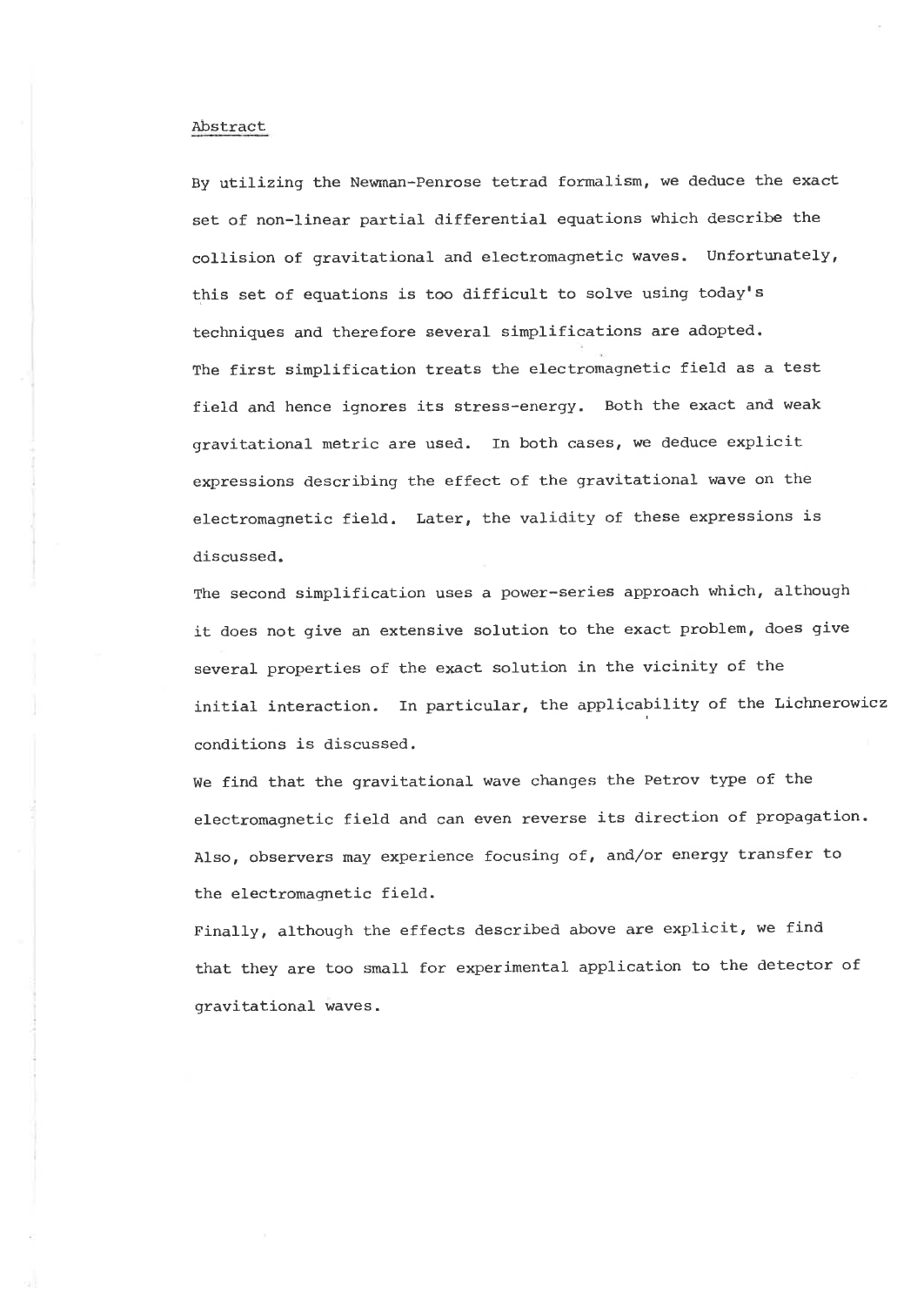## Abstract

By utilizing the Newman-Penrose tetrad formalism, we deduce the exact set of non-linear partial differential equations which describe the collision of gravitational and electromagnetic waves. Unfortunately, this set of equations is too difficult to solve using today's techniques and therefore several simplifications are adopted.

The first simplification treats the electromagnetic field as a test field and hence ignores its stress-energy. Both the exact and weak gravitational metric are used. In both cases, we deduce explicit expressions describing the effect of the gravitational wave on the electromagnetic field. Later, the validity of these expressions is discussed.

The second simplification uses a power-series approach which, although it does not give an extensive solution to the exact problem, does give several properties of the exact solution in the vicinity of the initial interaction. In particular, the applicability of the Lichnerowicz conditions is discussed.

We find that the gravitational wave changes the Petrov type of the electromagnetic field and can even reverse its direction of propagation. Also, observers may experience focusing of, and/or energy transfer to the electromagnetic field.

Finally, although the effects described above are explicit, we find that they are too small for experimental application to the detector of gravitational waves.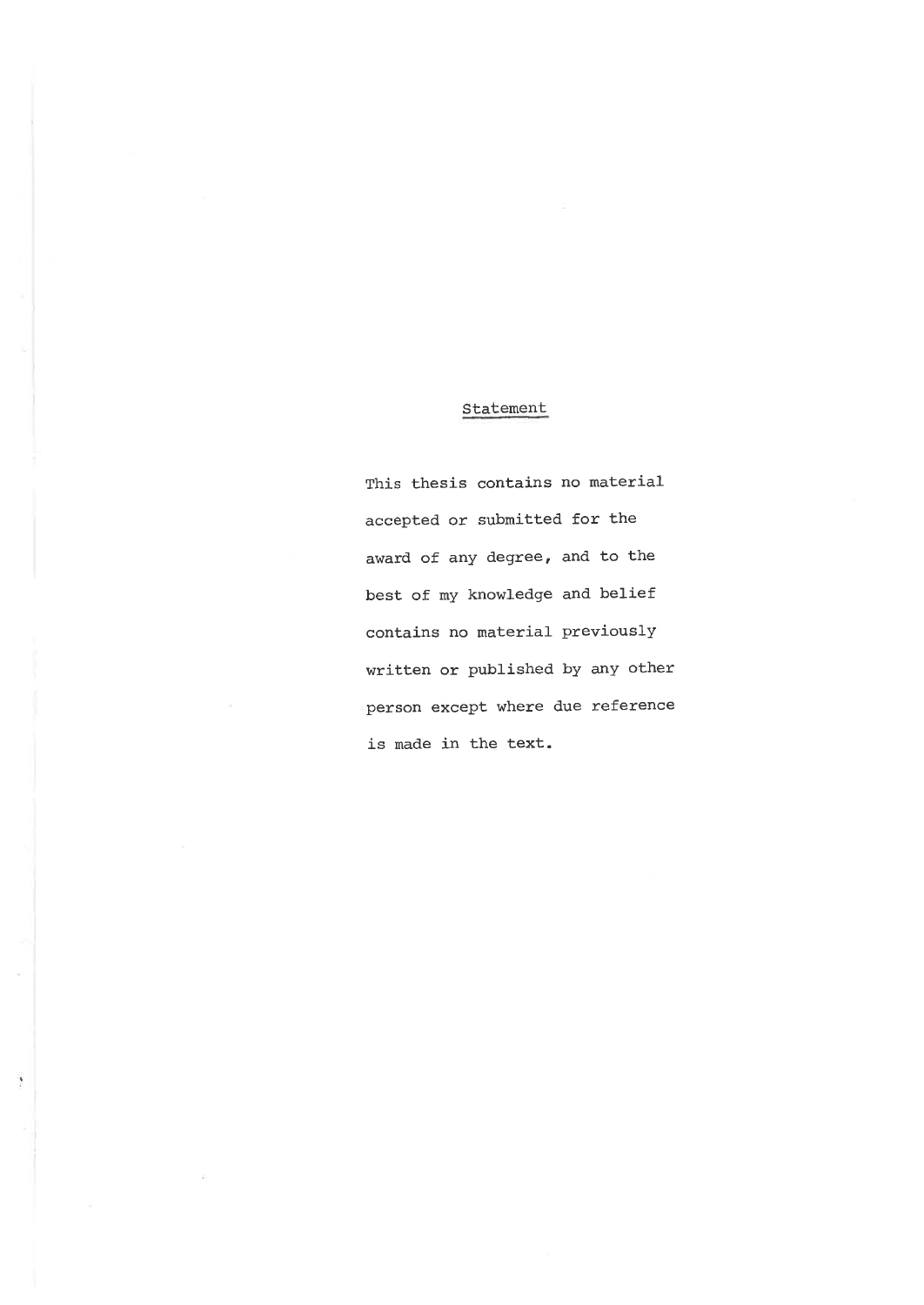## Statement

This thesis contains no material accepted or submitted for the award of any degree, and to the best of my knowledge and belief contains no material previously written or published by any other person except where due reference is made in the text.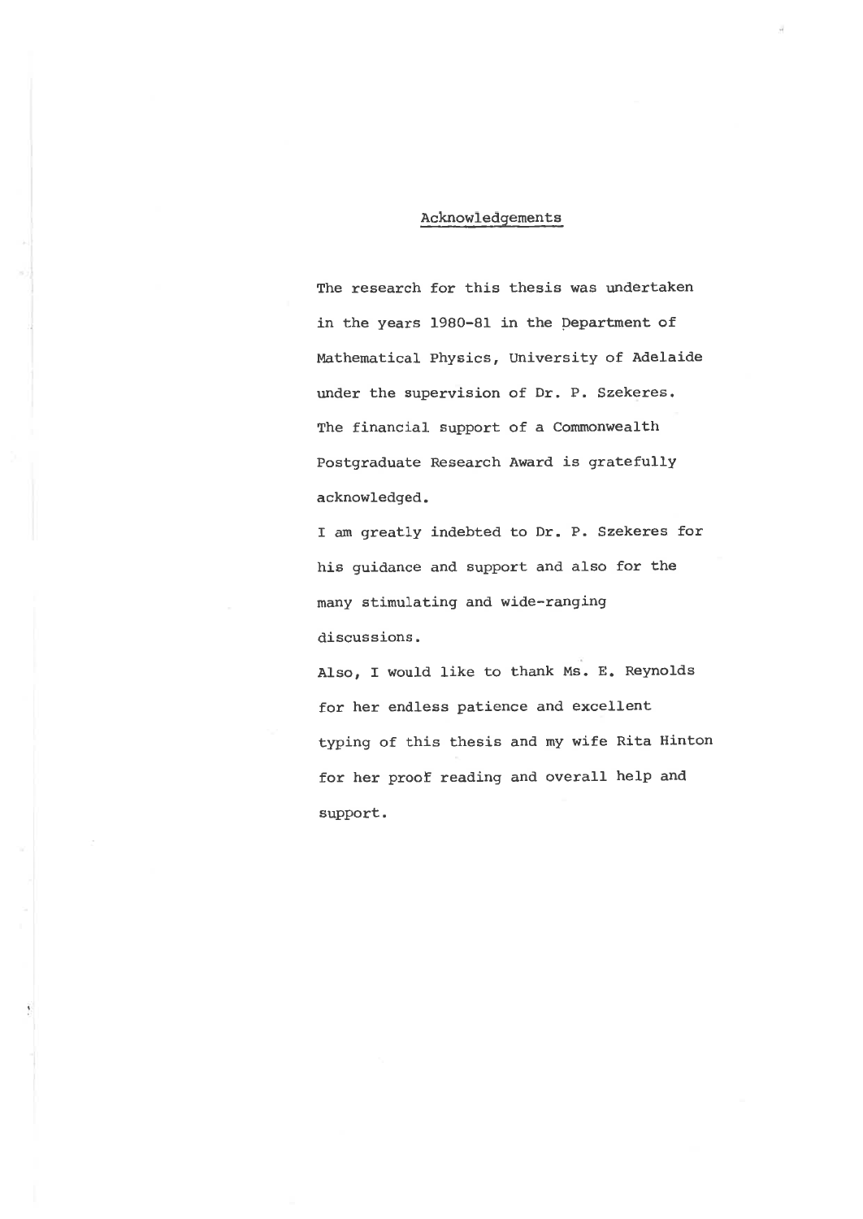## Acknowledgements

The research for this thesis was undertaken in the years 1980-81 in the Department of Mathematical Physics, University of Adelaide under the supervision of Dr. P. Szekeres. The financial support of a Commonwealth Postgraduate Research Award is gratefully acknowledged.

I am greatly indebted to Dr. P. Szekeres for his guidance and support and also for the many stimulating and wide-ranging discussions.

Also, I would like to thank Ms. E. Reynolds for her endless patience and excellent typing of this thesis and my wife Rita Hinton for her proof reading and overall help and support.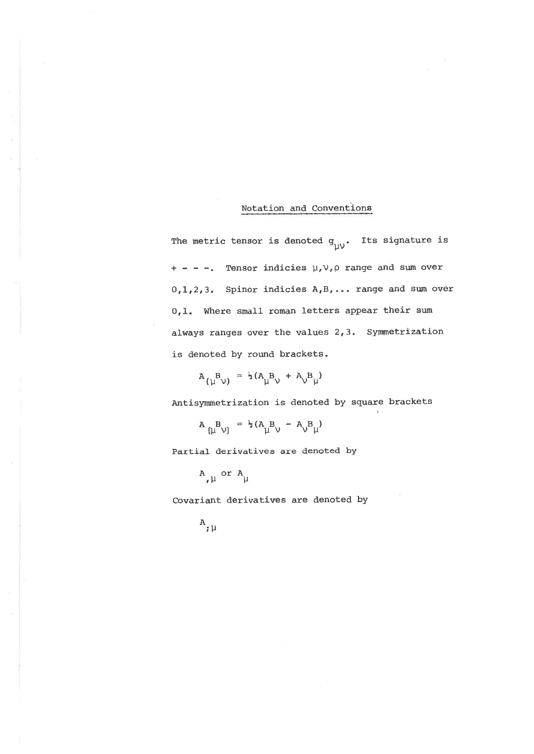## Notation and Conventions

The metric tensor is denoted $g_{\mu\nu}$. Its signature is $+ - - -$. Tensor indicies $\mu,\nu,\rho$ range and sum over 0,1,2,3. Spinor indicies A,B,... range and sum over 0,1. Where small roman letters appear their sum always ranges over the values 2,3. Symmetrization is denoted by round brackets.

$$A_{(\mu}B_{\nu)} = \tfrac{1}{2}(A_\mu B_\nu + A_\nu B_\mu)$$

Antisymmetrization is denoted by square brackets

$$A_{[\mu}B_{\nu]} = \tfrac{1}{2}(A_\mu B_\nu - A_\nu B_\mu)$$

Partial derivatives are denoted by

$$A_{,\mu} \text{ or } A_\mu$$

Covariant derivatives are denoted by

$$A_{;\mu}$$